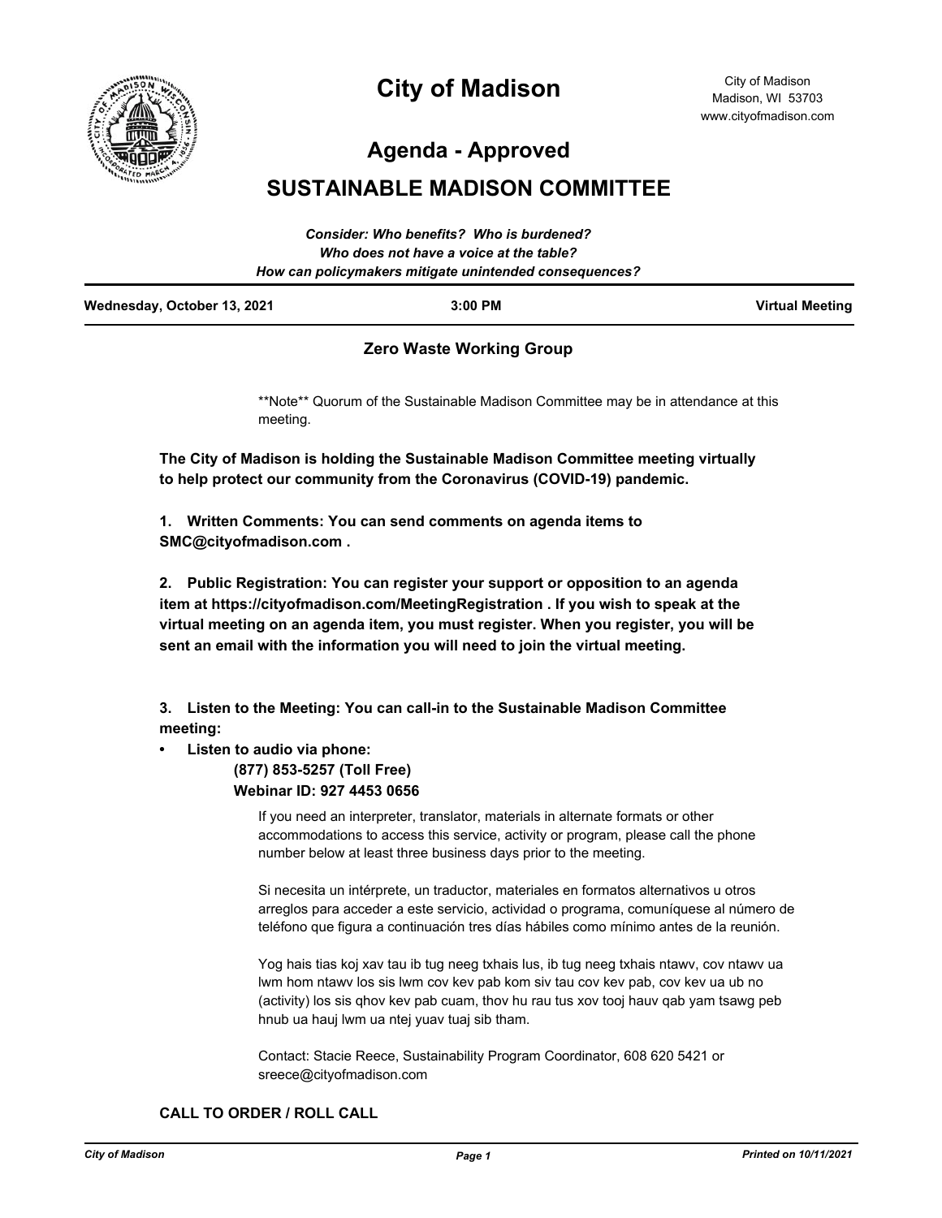# City of Madison

City of Madison
Madison, WI 53703
www.cityofmadison.com

## Agenda - Approved

## SUSTAINABLE MADISON COMMITTEE

*Consider: Who benefits? Who is burdened?*
*Who does not have a voice at the table?*
*How can policymakers mitigate unintended consequences?*

| Wednesday, October 13, 2021 | 3:00 PM | Virtual Meeting |
|---|---|---|

**Zero Waste Working Group**

**Note** Quorum of the Sustainable Madison Committee may be in attendance at this meeting.

**The City of Madison is holding the Sustainable Madison Committee meeting virtually to help protect our community from the Coronavirus (COVID-19) pandemic.**

**1. Written Comments: You can send comments on agenda items to SMC@cityofmadison.com .**

**2. Public Registration: You can register your support or opposition to an agenda item at https://cityofmadison.com/MeetingRegistration . If you wish to speak at the virtual meeting on an agenda item, you must register. When you register, you will be sent an email with the information you will need to join the virtual meeting.**

**3. Listen to the Meeting: You can call-in to the Sustainable Madison Committee meeting:**

- **Listen to audio via phone:**
  **(877) 853-5257 (Toll Free)**
  **Webinar ID: 927 4453 0656**

If you need an interpreter, translator, materials in alternate formats or other accommodations to access this service, activity or program, please call the phone number below at least three business days prior to the meeting.

Si necesita un intérprete, un traductor, materiales en formatos alternativos u otros arreglos para acceder a este servicio, actividad o programa, comuníquese al número de teléfono que figura a continuación tres días hábiles como mínimo antes de la reunión.

Yog hais tias koj xav tau ib tug neeg txhais lus, ib tug neeg txhais ntawv, cov ntawv ua lwm hom ntawv los sis lwm cov kev pab kom siv tau cov kev pab, cov kev ua ub no (activity) los sis qhov kev pab cuam, thov hu rau tus xov tooj hauv qab yam tsawg peb hnub ua hauj lwm ua ntej yuav tuaj sib tham.

Contact: Stacie Reece, Sustainability Program Coordinator, 608 620 5421 or sreece@cityofmadison.com

**CALL TO ORDER / ROLL CALL**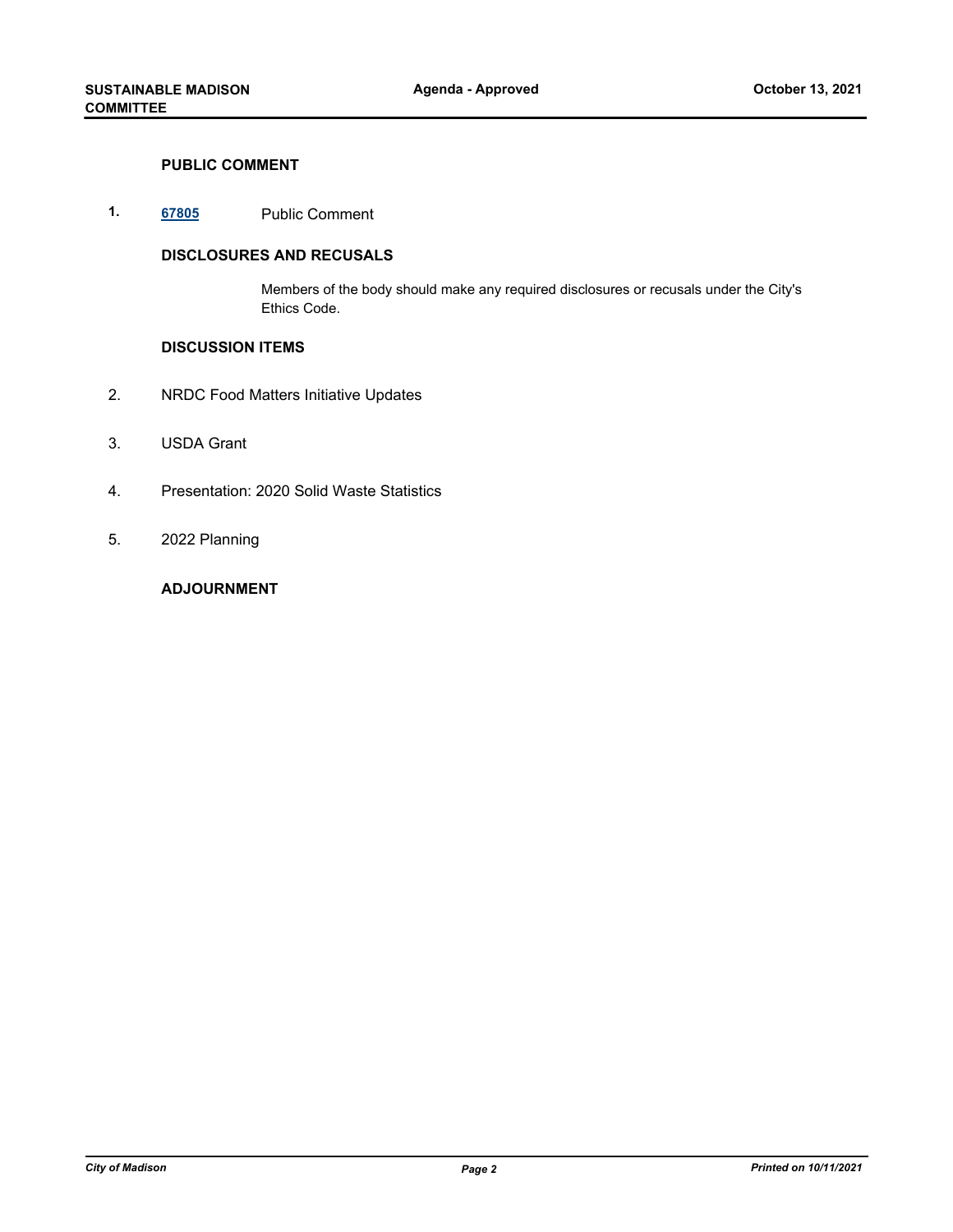## PUBLIC COMMENT

1. 67805 Public Comment

## DISCLOSURES AND RECUSALS

Members of the body should make any required disclosures or recusals under the City's Ethics Code.

## DISCUSSION ITEMS

2. NRDC Food Matters Initiative Updates

3. USDA Grant

4. Presentation: 2020 Solid Waste Statistics

5. 2022 Planning

## ADJOURNMENT